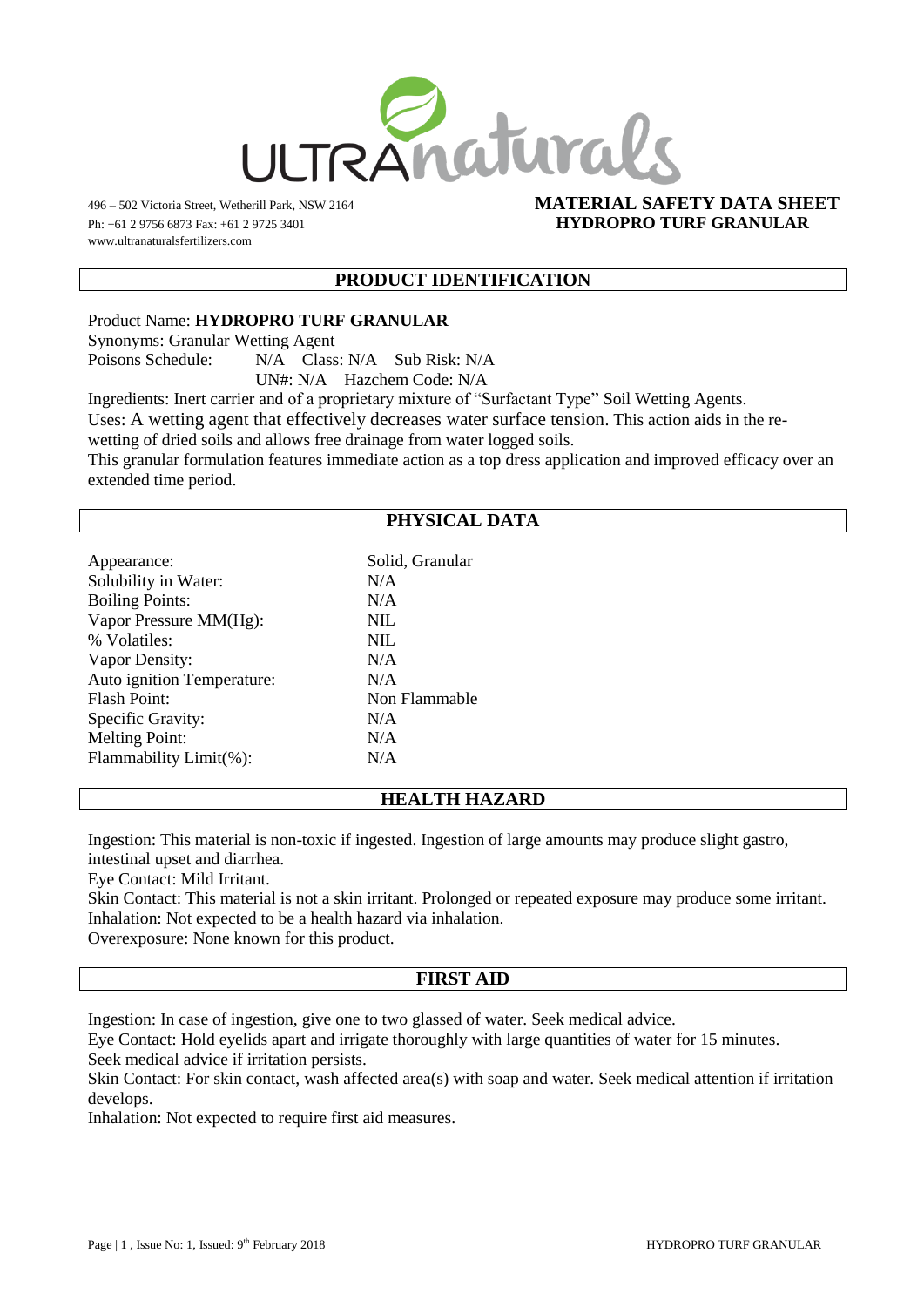ULTRAnaturals

496 – 502 Victoria Street, Wetherill Park, NSW 2164
Ph: +61 2 9756 6873 Fax: +61 2 9725 3401
www.ultranaturalsfertilizers.com

**MATERIAL SAFETY DATA SHEET**
**HYDROPRO TURF GRANULAR**

## PRODUCT IDENTIFICATION

Product Name: **HYDROPRO TURF GRANULAR**
Synonyms: Granular Wetting Agent
Poisons Schedule: N/A Class: N/A Sub Risk: N/A
UN#: N/A Hazchem Code: N/A
Ingredients: Inert carrier and of a proprietary mixture of "Surfactant Type" Soil Wetting Agents.
Uses: A wetting agent that effectively decreases water surface tension. This action aids in the re-wetting of dried soils and allows free drainage from water logged soils.
This granular formulation features immediate action as a top dress application and improved efficacy over an extended time period.

## PHYSICAL DATA

| | |
|---|---|
| Appearance: | Solid, Granular |
| Solubility in Water: | N/A |
| Boiling Points: | N/A |
| Vapor Pressure MM(Hg): | NIL |
| % Volatiles: | NIL |
| Vapor Density: | N/A |
| Auto ignition Temperature: | N/A |
| Flash Point: | Non Flammable |
| Specific Gravity: | N/A |
| Melting Point: | N/A |
| Flammability Limit(%): | N/A |

## HEALTH HAZARD

Ingestion: This material is non-toxic if ingested. Ingestion of large amounts may produce slight gastro, intestinal upset and diarrhea.
Eye Contact: Mild Irritant.
Skin Contact: This material is not a skin irritant. Prolonged or repeated exposure may produce some irritant.
Inhalation: Not expected to be a health hazard via inhalation.
Overexposure: None known for this product.

## FIRST AID

Ingestion: In case of ingestion, give one to two glassed of water. Seek medical advice.
Eye Contact: Hold eyelids apart and irrigate thoroughly with large quantities of water for 15 minutes. Seek medical advice if irritation persists.
Skin Contact: For skin contact, wash affected area(s) with soap and water. Seek medical attention if irritation develops.
Inhalation: Not expected to require first aid measures.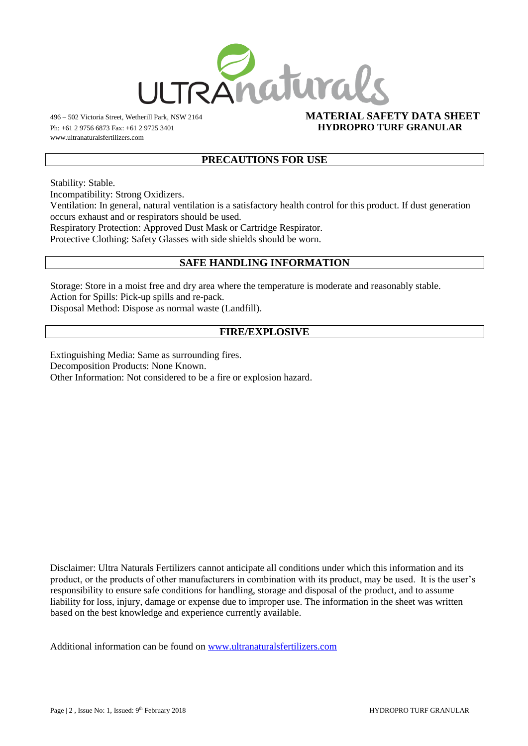496 – 502 Victoria Street, Wetherill Park, NSW 2164
Ph: +61 2 9756 6873 Fax: +61 2 9725 3401
www.ultranaturalsfertilizers.com

**MATERIAL SAFETY DATA SHEET**
**HYDROPRO TURF GRANULAR**

## PRECAUTIONS FOR USE

Stability: Stable.
Incompatibility: Strong Oxidizers.
Ventilation: In general, natural ventilation is a satisfactory health control for this product. If dust generation occurs exhaust and or respirators should be used.
Respiratory Protection: Approved Dust Mask or Cartridge Respirator.
Protective Clothing: Safety Glasses with side shields should be worn.

## SAFE HANDLING INFORMATION

Storage: Store in a moist free and dry area where the temperature is moderate and reasonably stable.
Action for Spills: Pick-up spills and re-pack.
Disposal Method: Dispose as normal waste (Landfill).

## FIRE/EXPLOSIVE

Extinguishing Media: Same as surrounding fires.
Decomposition Products: None Known.
Other Information: Not considered to be a fire or explosion hazard.

Disclaimer: Ultra Naturals Fertilizers cannot anticipate all conditions under which this information and its product, or the products of other manufacturers in combination with its product, may be used. It is the user's responsibility to ensure safe conditions for handling, storage and disposal of the product, and to assume liability for loss, injury, damage or expense due to improper use. The information in the sheet was written based on the best knowledge and experience currently available.

Additional information can be found on [www.ultranaturalsfertilizers.com](http://www.ultranaturalsfertilizers.com)